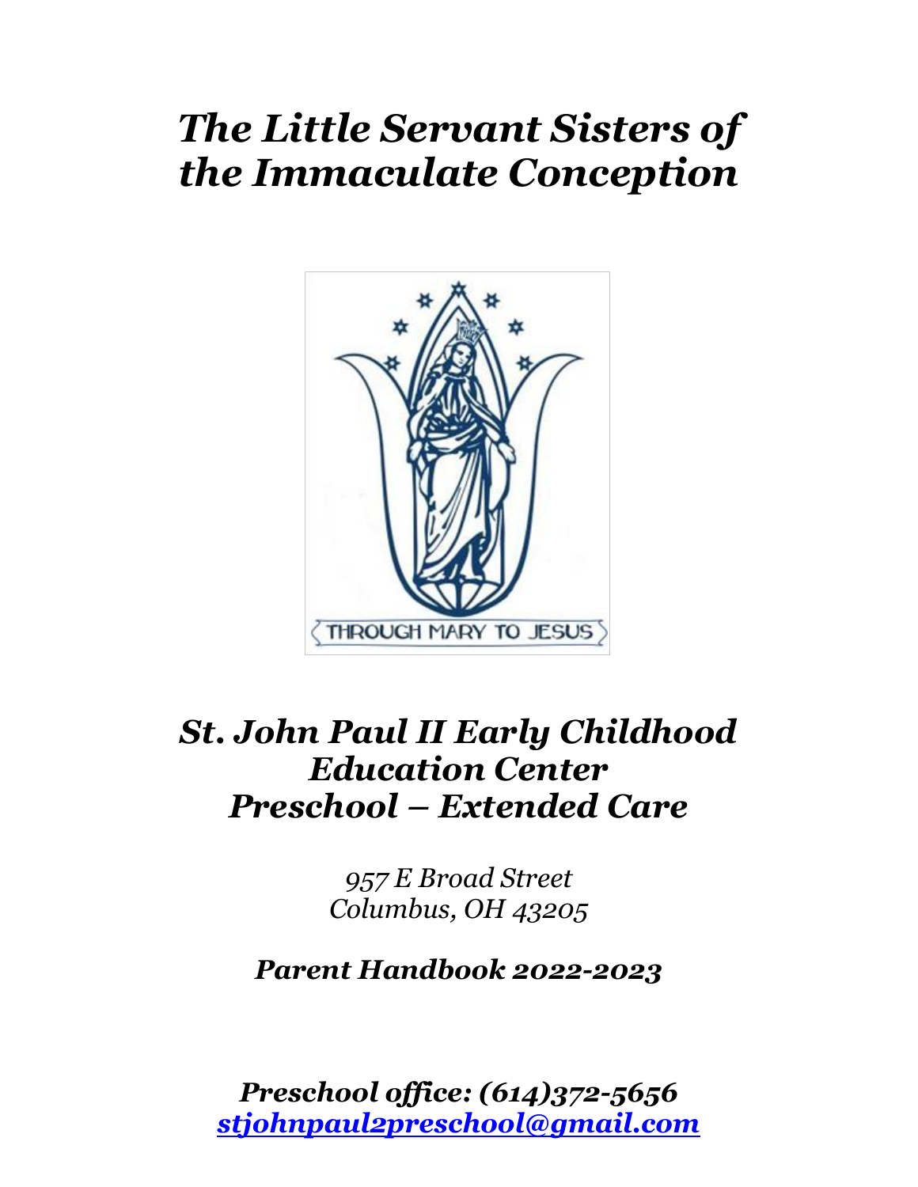# *The Little Servant Sisters of the Immaculate Conception*

# *St. John Paul II Early Childhood Education Center Preschool – Extended Care*

*957 E Broad Street*
*Columbus, OH 43205*

***Parent Handbook 2022-2023***

***Preschool office: (614)372-5656***
***[stjohnpaul2preschool@gmail.com](mailto:stjohnpaul2preschool@gmail.com)***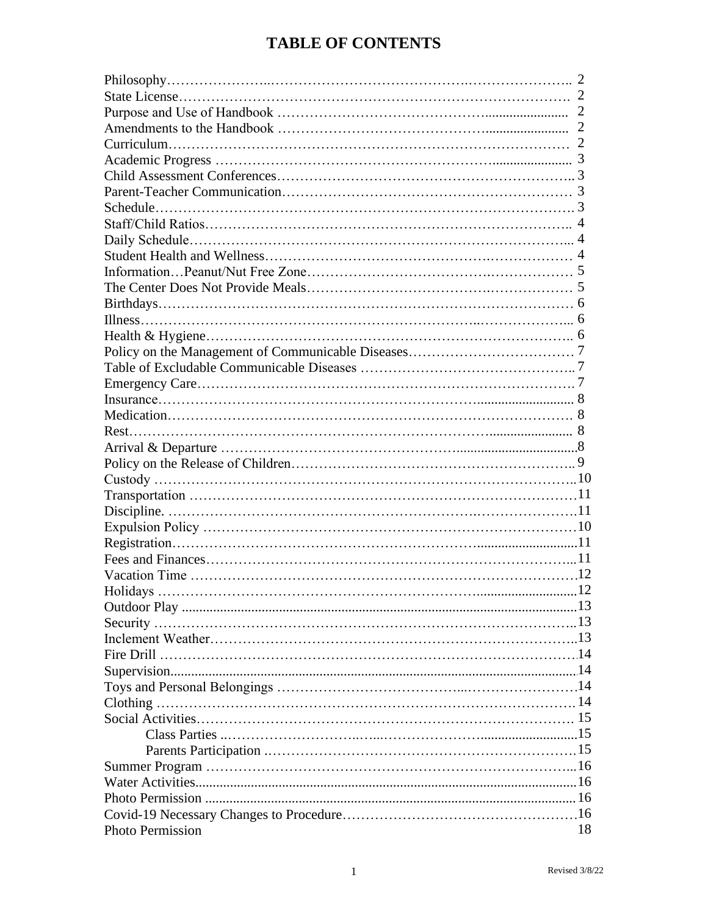# TABLE OF CONTENTS

| | |
|---|---|
| Philosophy | 2 |
| State License | 2 |
| Purpose and Use of Handbook | 2 |
| Amendments to the Handbook | 2 |
| Curriculum | 2 |
| Academic Progress | 3 |
| Child Assessment Conferences | 3 |
| Parent-Teacher Communication | 3 |
| Schedule | 3 |
| Staff/Child Ratios | 4 |
| Daily Schedule | 4 |
| Student Health and Wellness | 4 |
| Information…Peanut/Nut Free Zone | 5 |
| The Center Does Not Provide Meals | 5 |
| Birthdays | 6 |
| Illness | 6 |
| Health & Hygiene | 6 |
| Policy on the Management of Communicable Diseases | 7 |
| Table of Excludable Communicable Diseases | 7 |
| Emergency Care | 7 |
| Insurance | 8 |
| Medication | 8 |
| Rest | 8 |
| Arrival & Departure | 8 |
| Policy on the Release of Children | 9 |
| Custody | 10 |
| Transportation | 11 |
| Discipline. | 11 |
| Expulsion Policy | 10 |
| Registration | 11 |
| Fees and Finances | 11 |
| Vacation Time | 12 |
| Holidays | 12 |
| Outdoor Play | 13 |
| Security | 13 |
| Inclement Weather | 13 |
| Fire Drill | 14 |
| Supervision | 14 |
| Toys and Personal Belongings | 14 |
| Clothing | 14 |
| Social Activities | 15 |
| Class Parties | 15 |
| Parents Participation | 15 |
| Summer Program | 16 |
| Water Activities | 16 |
| Photo Permission | 16 |
| Covid-19 Necessary Changes to Procedure | 16 |
| Photo Permission | 18 |

Revised 3/8/22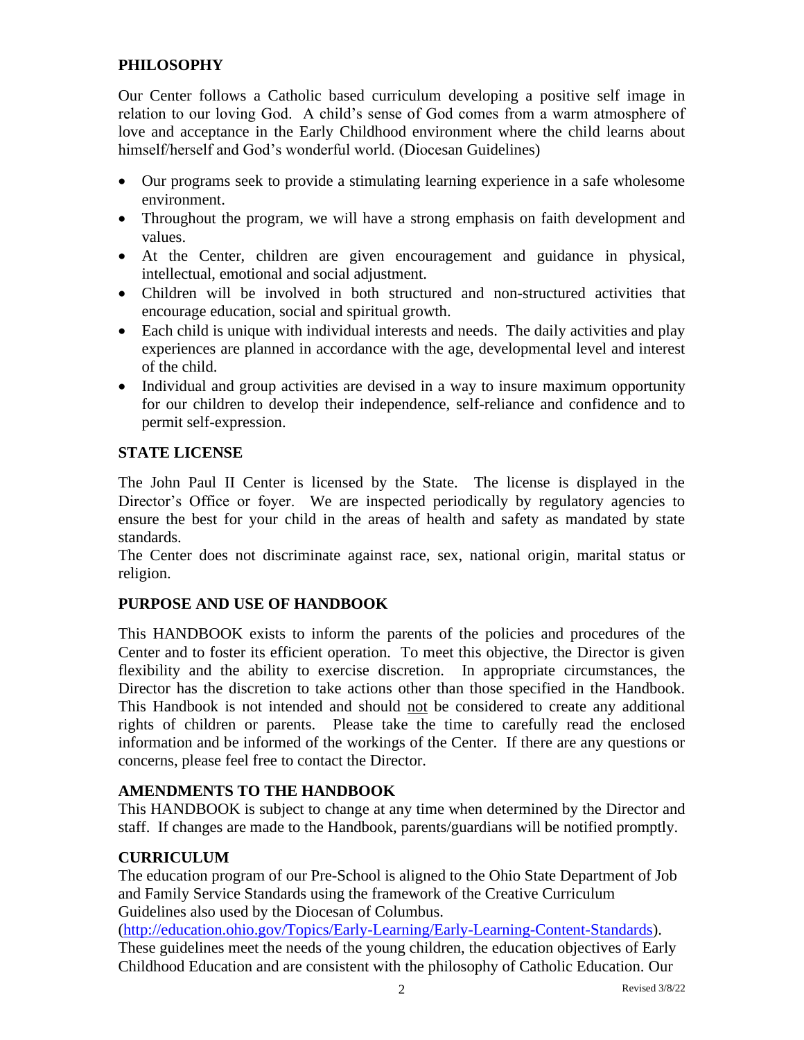## PHILOSOPHY

Our Center follows a Catholic based curriculum developing a positive self image in relation to our loving God. A child's sense of God comes from a warm atmosphere of love and acceptance in the Early Childhood environment where the child learns about himself/herself and God's wonderful world. (Diocesan Guidelines)

- Our programs seek to provide a stimulating learning experience in a safe wholesome environment.
- Throughout the program, we will have a strong emphasis on faith development and values.
- At the Center, children are given encouragement and guidance in physical, intellectual, emotional and social adjustment.
- Children will be involved in both structured and non-structured activities that encourage education, social and spiritual growth.
- Each child is unique with individual interests and needs. The daily activities and play experiences are planned in accordance with the age, developmental level and interest of the child.
- Individual and group activities are devised in a way to insure maximum opportunity for our children to develop their independence, self-reliance and confidence and to permit self-expression.

## STATE LICENSE

The John Paul II Center is licensed by the State. The license is displayed in the Director's Office or foyer. We are inspected periodically by regulatory agencies to ensure the best for your child in the areas of health and safety as mandated by state standards.

The Center does not discriminate against race, sex, national origin, marital status or religion.

## PURPOSE AND USE OF HANDBOOK

This HANDBOOK exists to inform the parents of the policies and procedures of the Center and to foster its efficient operation. To meet this objective, the Director is given flexibility and the ability to exercise discretion. In appropriate circumstances, the Director has the discretion to take actions other than those specified in the Handbook. This Handbook is not intended and should not be considered to create any additional rights of children or parents. Please take the time to carefully read the enclosed information and be informed of the workings of the Center. If there are any questions or concerns, please feel free to contact the Director.

## AMENDMENTS TO THE HANDBOOK

This HANDBOOK is subject to change at any time when determined by the Director and staff. If changes are made to the Handbook, parents/guardians will be notified promptly.

## CURRICULUM

The education program of our Pre-School is aligned to the Ohio State Department of Job and Family Service Standards using the framework of the Creative Curriculum Guidelines also used by the Diocesan of Columbus. (http://education.ohio.gov/Topics/Early-Learning/Early-Learning-Content-Standards). These guidelines meet the needs of the young children, the education objectives of Early Childhood Education and are consistent with the philosophy of Catholic Education. Our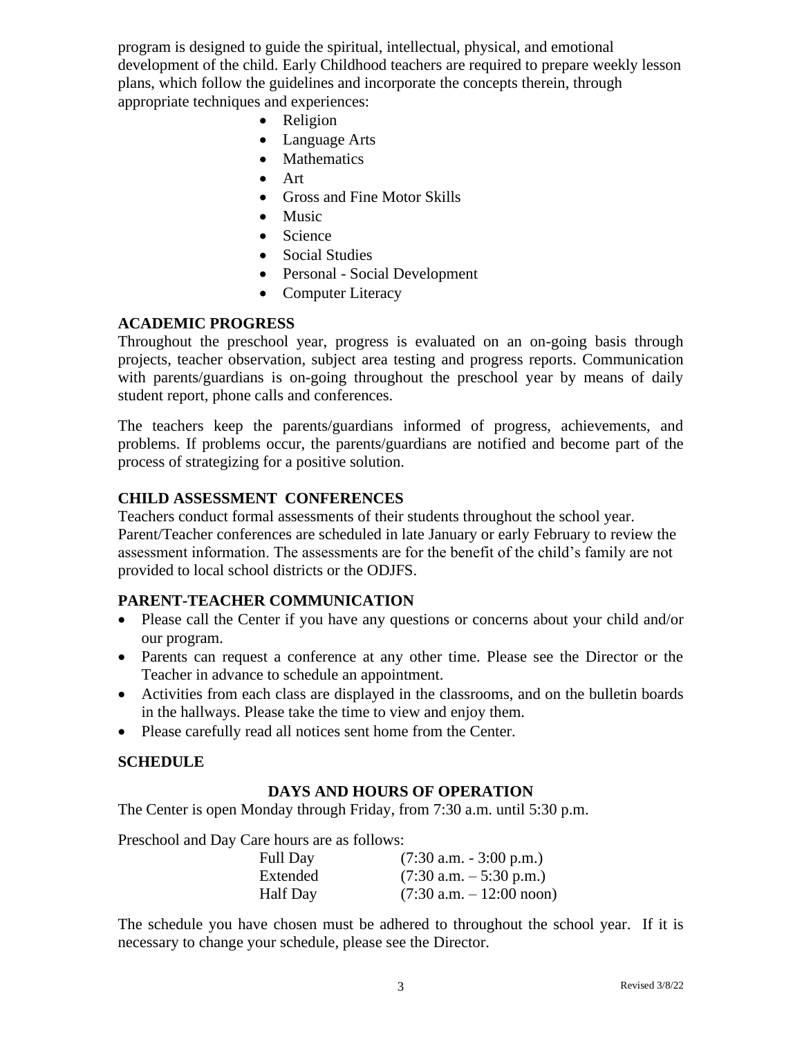program is designed to guide the spiritual, intellectual, physical, and emotional development of the child. Early Childhood teachers are required to prepare weekly lesson plans, which follow the guidelines and incorporate the concepts therein, through appropriate techniques and experiences:

- Religion
- Language Arts
- Mathematics
- Art
- Gross and Fine Motor Skills
- Music
- Science
- Social Studies
- Personal - Social Development
- Computer Literacy

## ACADEMIC PROGRESS

Throughout the preschool year, progress is evaluated on an on-going basis through projects, teacher observation, subject area testing and progress reports. Communication with parents/guardians is on-going throughout the preschool year by means of daily student report, phone calls and conferences.

The teachers keep the parents/guardians informed of progress, achievements, and problems. If problems occur, the parents/guardians are notified and become part of the process of strategizing for a positive solution.

## CHILD ASSESSMENT CONFERENCES

Teachers conduct formal assessments of their students throughout the school year. Parent/Teacher conferences are scheduled in late January or early February to review the assessment information. The assessments are for the benefit of the child's family are not provided to local school districts or the ODJFS.

## PARENT-TEACHER COMMUNICATION

- Please call the Center if you have any questions or concerns about your child and/or our program.
- Parents can request a conference at any other time. Please see the Director or the Teacher in advance to schedule an appointment.
- Activities from each class are displayed in the classrooms, and on the bulletin boards in the hallways. Please take the time to view and enjoy them.
- Please carefully read all notices sent home from the Center.

## SCHEDULE

### DAYS AND HOURS OF OPERATION

The Center is open Monday through Friday, from 7:30 a.m. until 5:30 p.m.

Preschool and Day Care hours are as follows:

| | |
|---|---|
| Full Day | (7:30 a.m. - 3:00 p.m.) |
| Extended | (7:30 a.m. – 5:30 p.m.) |
| Half Day | (7:30 a.m. – 12:00 noon) |

The schedule you have chosen must be adhered to throughout the school year. If it is necessary to change your schedule, please see the Director.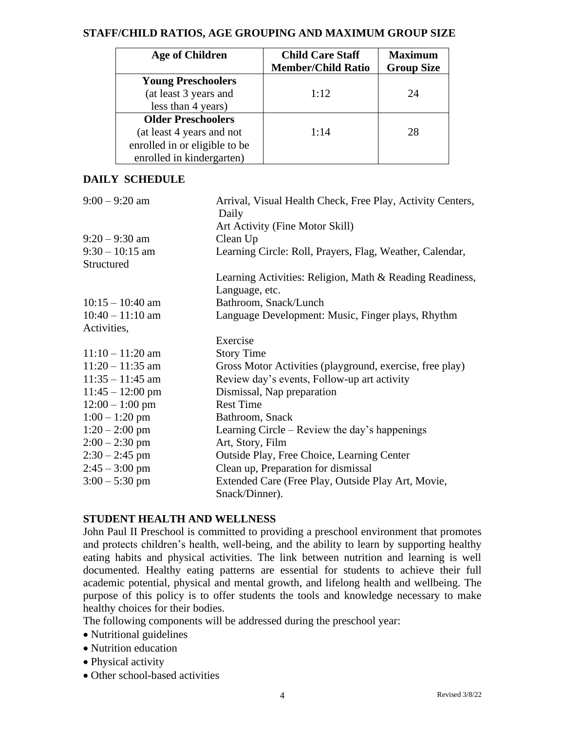## STAFF/CHILD RATIOS, AGE GROUPING AND MAXIMUM GROUP SIZE

| Age of Children | Child Care Staff Member/Child Ratio | Maximum Group Size |
|---|---|---|
| **Young Preschoolers** (at least 3 years and less than 4 years) | 1:12 | 24 |
| **Older Preschoolers** (at least 4 years and not enrolled in or eligible to be enrolled in kindergarten) | 1:14 | 28 |

## DAILY SCHEDULE

| | |
|---|---|
| 9:00 – 9:20 am | Arrival, Visual Health Check, Free Play, Activity Centers, Daily Art Activity (Fine Motor Skill) |
| 9:20 – 9:30 am | Clean Up |
| 9:30 – 10:15 am | Learning Circle: Roll, Prayers, Flag, Weather, Calendar, Structured Learning Activities: Religion, Math & Reading Readiness, Language, etc. |
| 10:15 – 10:40 am | Bathroom, Snack/Lunch |
| 10:40 – 11:10 am | Language Development: Music, Finger plays, Rhythm Activities, Exercise |
| 11:10 – 11:20 am | Story Time |
| 11:20 – 11:35 am | Gross Motor Activities (playground, exercise, free play) |
| 11:35 – 11:45 am | Review day's events, Follow-up art activity |
| 11:45 – 12:00 pm | Dismissal, Nap preparation |
| 12:00 – 1:00 pm | Rest Time |
| 1:00 – 1:20 pm | Bathroom, Snack |
| 1:20 – 2:00 pm | Learning Circle – Review the day's happenings |
| 2:00 – 2:30 pm | Art, Story, Film |
| 2:30 – 2:45 pm | Outside Play, Free Choice, Learning Center |
| 2:45 – 3:00 pm | Clean up, Preparation for dismissal |
| 3:00 – 5:30 pm | Extended Care (Free Play, Outside Play Art, Movie, Snack/Dinner). |

## STUDENT HEALTH AND WELLNESS

John Paul II Preschool is committed to providing a preschool environment that promotes and protects children's health, well-being, and the ability to learn by supporting healthy eating habits and physical activities. The link between nutrition and learning is well documented. Healthy eating patterns are essential for students to achieve their full academic potential, physical and mental growth, and lifelong health and wellbeing. The purpose of this policy is to offer students the tools and knowledge necessary to make healthy choices for their bodies.

The following components will be addressed during the preschool year:

- Nutritional guidelines
- Nutrition education
- Physical activity
- Other school-based activities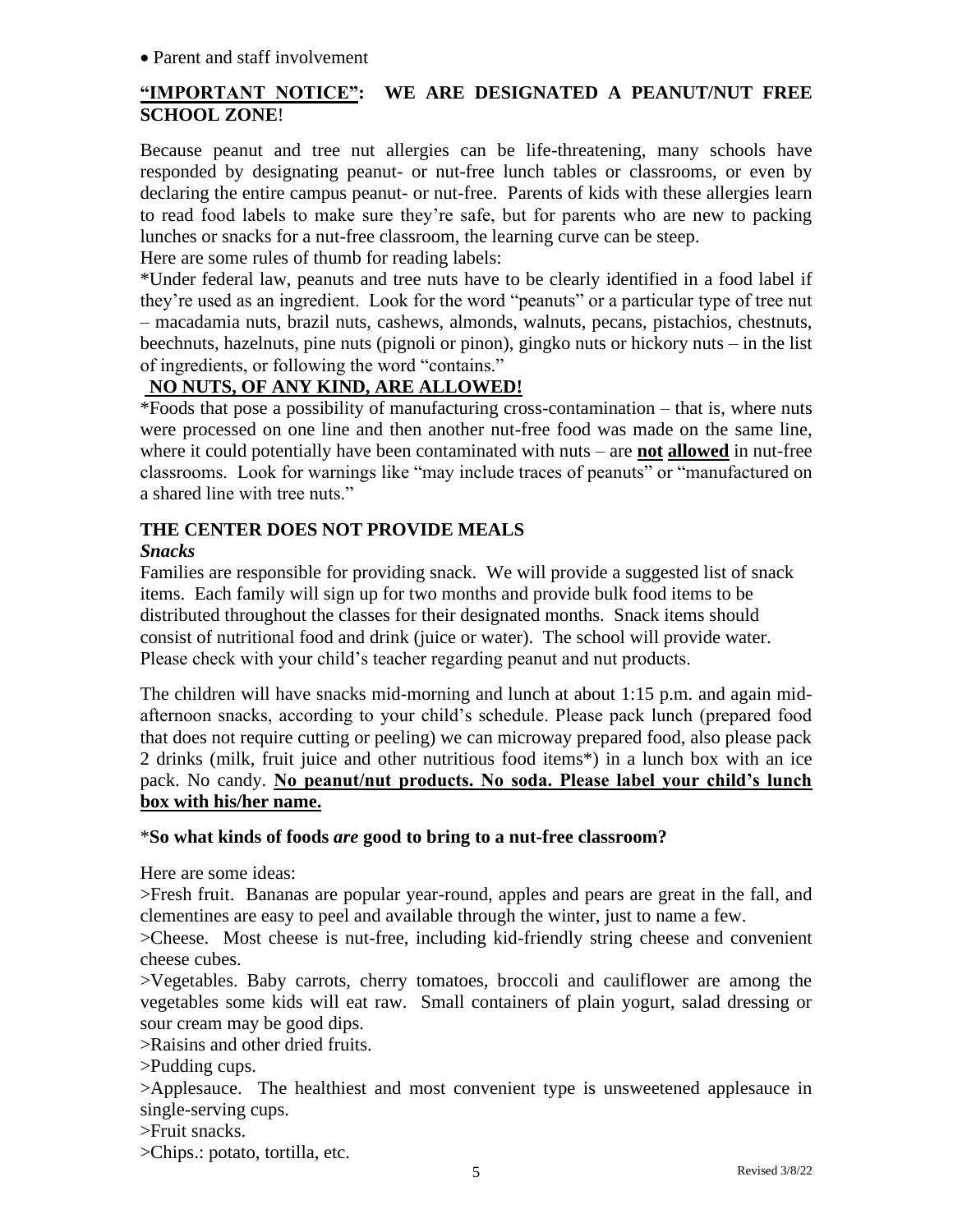- Parent and staff involvement

**<u>"IMPORTANT NOTICE"</u>: WE ARE DESIGNATED A PEANUT/NUT FREE SCHOOL ZONE**!

Because peanut and tree nut allergies can be life-threatening, many schools have responded by designating peanut- or nut-free lunch tables or classrooms, or even by declaring the entire campus peanut- or nut-free. Parents of kids with these allergies learn to read food labels to make sure they're safe, but for parents who are new to packing lunches or snacks for a nut-free classroom, the learning curve can be steep.

Here are some rules of thumb for reading labels:

*Under federal law, peanuts and tree nuts have to be clearly identified in a food label if they're used as an ingredient. Look for the word "peanuts" or a particular type of tree nut – macadamia nuts, brazil nuts, cashews, almonds, walnuts, pecans, pistachios, chestnuts, beechnuts, hazelnuts, pine nuts (pignoli or pinon), gingko nuts or hickory nuts – in the list of ingredients, or following the word "contains."

**<u>NO NUTS, OF ANY KIND, ARE ALLOWED!</u>**

*Foods that pose a possibility of manufacturing cross-contamination – that is, where nuts were processed on one line and then another nut-free food was made on the same line, where it could potentially have been contaminated with nuts – are **<u>not</u> <u>allowed</u>** in nut-free classrooms. Look for warnings like "may include traces of peanuts" or "manufactured on a shared line with tree nuts."

## THE CENTER DOES NOT PROVIDE MEALS

***Snacks***

Families are responsible for providing snack. We will provide a suggested list of snack items. Each family will sign up for two months and provide bulk food items to be distributed throughout the classes for their designated months. Snack items should consist of nutritional food and drink (juice or water). The school will provide water. Please check with your child's teacher regarding peanut and nut products.

The children will have snacks mid-morning and lunch at about 1:15 p.m. and again mid-afternoon snacks, according to your child's schedule. Please pack lunch (prepared food that does not require cutting or peeling) we can microway prepared food, also please pack 2 drinks (milk, fruit juice and other nutritious food items*) in a lunch box with an ice pack. No candy. **<u>No peanut/nut products. No soda. Please label your child's lunch box with his/her name.</u>**

***So what kinds of foods *are* good to bring to a nut-free classroom?**

Here are some ideas:

>Fresh fruit. Bananas are popular year-round, apples and pears are great in the fall, and clementines are easy to peel and available through the winter, just to name a few.

>Cheese. Most cheese is nut-free, including kid-friendly string cheese and convenient cheese cubes.

>Vegetables. Baby carrots, cherry tomatoes, broccoli and cauliflower are among the vegetables some kids will eat raw. Small containers of plain yogurt, salad dressing or sour cream may be good dips.

>Raisins and other dried fruits.

>Pudding cups.

>Applesauce. The healthiest and most convenient type is unsweetened applesauce in single-serving cups.

>Fruit snacks.

>Chips.: potato, tortilla, etc.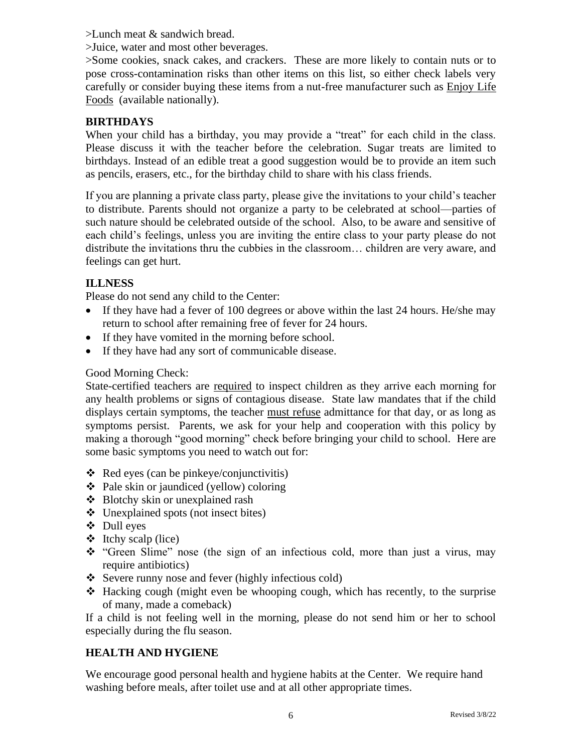>Lunch meat & sandwich bread.

>Juice, water and most other beverages.

>Some cookies, snack cakes, and crackers. These are more likely to contain nuts or to pose cross-contamination risks than other items on this list, so either check labels very carefully or consider buying these items from a nut-free manufacturer such as Enjoy Life Foods (available nationally).

### BIRTHDAYS

When your child has a birthday, you may provide a "treat" for each child in the class. Please discuss it with the teacher before the celebration. Sugar treats are limited to birthdays. Instead of an edible treat a good suggestion would be to provide an item such as pencils, erasers, etc., for the birthday child to share with his class friends.

If you are planning a private class party, please give the invitations to your child's teacher to distribute. Parents should not organize a party to be celebrated at school—parties of such nature should be celebrated outside of the school. Also, to be aware and sensitive of each child's feelings, unless you are inviting the entire class to your party please do not distribute the invitations thru the cubbies in the classroom… children are very aware, and feelings can get hurt.

### ILLNESS

Please do not send any child to the Center:

- If they have had a fever of 100 degrees or above within the last 24 hours. He/she may return to school after remaining free of fever for 24 hours.
- If they have vomited in the morning before school.
- If they have had any sort of communicable disease.

Good Morning Check:

State-certified teachers are required to inspect children as they arrive each morning for any health problems or signs of contagious disease. State law mandates that if the child displays certain symptoms, the teacher must refuse admittance for that day, or as long as symptoms persist. Parents, we ask for your help and cooperation with this policy by making a thorough "good morning" check before bringing your child to school. Here are some basic symptoms you need to watch out for:

- Red eyes (can be pinkeye/conjunctivitis)
- Pale skin or jaundiced (yellow) coloring
- Blotchy skin or unexplained rash
- Unexplained spots (not insect bites)
- Dull eyes
- Itchy scalp (lice)
- "Green Slime" nose (the sign of an infectious cold, more than just a virus, may require antibiotics)
- Severe runny nose and fever (highly infectious cold)
- Hacking cough (might even be whooping cough, which has recently, to the surprise of many, made a comeback)

If a child is not feeling well in the morning, please do not send him or her to school especially during the flu season.

### HEALTH AND HYGIENE

We encourage good personal health and hygiene habits at the Center. We require hand washing before meals, after toilet use and at all other appropriate times.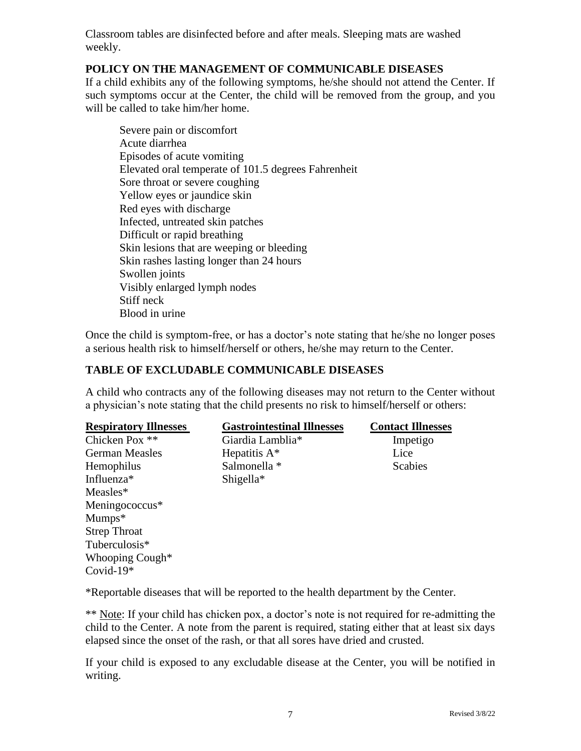Classroom tables are disinfected before and after meals. Sleeping mats are washed weekly.

## POLICY ON THE MANAGEMENT OF COMMUNICABLE DISEASES

If a child exhibits any of the following symptoms, he/she should not attend the Center. If such symptoms occur at the Center, the child will be removed from the group, and you will be called to take him/her home.

- Severe pain or discomfort
- Acute diarrhea
- Episodes of acute vomiting
- Elevated oral temperate of 101.5 degrees Fahrenheit
- Sore throat or severe coughing
- Yellow eyes or jaundice skin
- Red eyes with discharge
- Infected, untreated skin patches
- Difficult or rapid breathing
- Skin lesions that are weeping or bleeding
- Skin rashes lasting longer than 24 hours
- Swollen joints
- Visibly enlarged lymph nodes
- Stiff neck
- Blood in urine

Once the child is symptom-free, or has a doctor's note stating that he/she no longer poses a serious health risk to himself/herself or others, he/she may return to the Center.

## TABLE OF EXCLUDABLE COMMUNICABLE DISEASES

A child who contracts any of the following diseases may not return to the Center without a physician's note stating that the child presents no risk to himself/herself or others:

| Respiratory Illnesses | Gastrointestinal Illnesses | Contact Illnesses |
|---|---|---|
| Chicken Pox ** | Giardia Lamblia* | Impetigo |
| German Measles | Hepatitis A* | Lice |
| Hemophilus | Salmonella * | Scabies |
| Influenza* | Shigella* | |
| Measles* | | |
| Meningococcus* | | |
| Mumps* | | |
| Strep Throat | | |
| Tuberculosis* | | |
| Whooping Cough* | | |
| Covid-19* | | |

*Reportable diseases that will be reported to the health department by the Center.

** Note: If your child has chicken pox, a doctor's note is not required for re-admitting the child to the Center. A note from the parent is required, stating either that at least six days elapsed since the onset of the rash, or that all sores have dried and crusted.

If your child is exposed to any excludable disease at the Center, you will be notified in writing.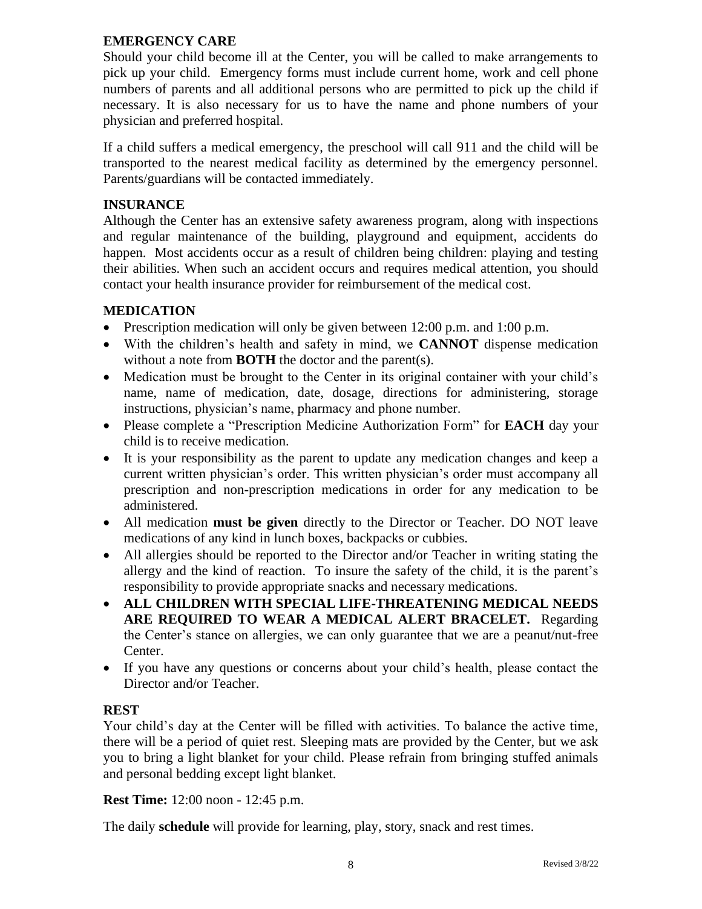## EMERGENCY CARE

Should your child become ill at the Center, you will be called to make arrangements to pick up your child. Emergency forms must include current home, work and cell phone numbers of parents and all additional persons who are permitted to pick up the child if necessary. It is also necessary for us to have the name and phone numbers of your physician and preferred hospital.

If a child suffers a medical emergency, the preschool will call 911 and the child will be transported to the nearest medical facility as determined by the emergency personnel. Parents/guardians will be contacted immediately.

## INSURANCE

Although the Center has an extensive safety awareness program, along with inspections and regular maintenance of the building, playground and equipment, accidents do happen. Most accidents occur as a result of children being children: playing and testing their abilities. When such an accident occurs and requires medical attention, you should contact your health insurance provider for reimbursement of the medical cost.

## MEDICATION

- Prescription medication will only be given between 12:00 p.m. and 1:00 p.m.
- With the children's health and safety in mind, we **CANNOT** dispense medication without a note from **BOTH** the doctor and the parent(s).
- Medication must be brought to the Center in its original container with your child's name, name of medication, date, dosage, directions for administering, storage instructions, physician's name, pharmacy and phone number.
- Please complete a "Prescription Medicine Authorization Form" for **EACH** day your child is to receive medication.
- It is your responsibility as the parent to update any medication changes and keep a current written physician's order. This written physician's order must accompany all prescription and non-prescription medications in order for any medication to be administered.
- All medication **must be given** directly to the Director or Teacher. DO NOT leave medications of any kind in lunch boxes, backpacks or cubbies.
- All allergies should be reported to the Director and/or Teacher in writing stating the allergy and the kind of reaction. To insure the safety of the child, it is the parent's responsibility to provide appropriate snacks and necessary medications.
- **ALL CHILDREN WITH SPECIAL LIFE-THREATENING MEDICAL NEEDS ARE REQUIRED TO WEAR A MEDICAL ALERT BRACELET.** Regarding the Center's stance on allergies, we can only guarantee that we are a peanut/nut-free Center.
- If you have any questions or concerns about your child's health, please contact the Director and/or Teacher.

## REST

Your child's day at the Center will be filled with activities. To balance the active time, there will be a period of quiet rest. Sleeping mats are provided by the Center, but we ask you to bring a light blanket for your child. Please refrain from bringing stuffed animals and personal bedding except light blanket.

**Rest Time:** 12:00 noon - 12:45 p.m.

The daily **schedule** will provide for learning, play, story, snack and rest times.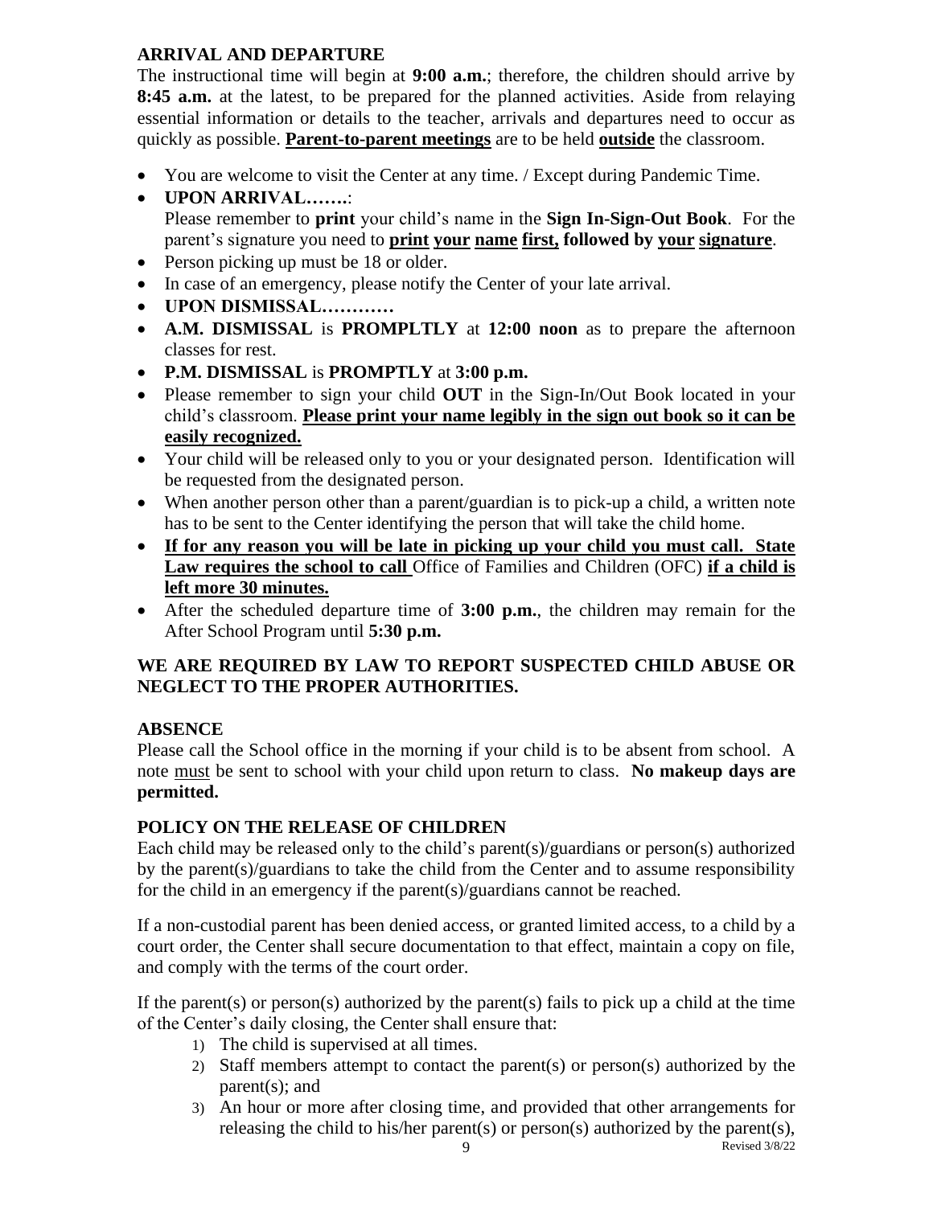**ARRIVAL AND DEPARTURE**

The instructional time will begin at **9:00 a.m.**; therefore, the children should arrive by **8:45 a.m.** at the latest, to be prepared for the planned activities. Aside from relaying essential information or details to the teacher, arrivals and departures need to occur as quickly as possible. **Parent-to-parent meetings** are to be held **outside** the classroom.

- You are welcome to visit the Center at any time. / Except during Pandemic Time.
- **UPON ARRIVAL…….**:
  Please remember to **print** your child's name in the **Sign In-Sign-Out Book**. For the parent's signature you need to **print your name first, followed by your signature**.
- Person picking up must be 18 or older.
- In case of an emergency, please notify the Center of your late arrival.
- **UPON DISMISSAL…………**
- **A.M. DISMISSAL** is **PROMPLTLY** at **12:00 noon** as to prepare the afternoon classes for rest.
- **P.M. DISMISSAL** is **PROMPTLY** at **3:00 p.m.**
- Please remember to sign your child **OUT** in the Sign-In/Out Book located in your child's classroom. **Please print your name legibly in the sign out book so it can be easily recognized.**
- Your child will be released only to you or your designated person. Identification will be requested from the designated person.
- When another person other than a parent/guardian is to pick-up a child, a written note has to be sent to the Center identifying the person that will take the child home.
- **If for any reason you will be late in picking up your child you must call. State Law requires the school to call** Office of Families and Children (OFC) **if a child is left more 30 minutes.**
- After the scheduled departure time of **3:00 p.m.**, the children may remain for the After School Program until **5:30 p.m.**

**WE ARE REQUIRED BY LAW TO REPORT SUSPECTED CHILD ABUSE OR NEGLECT TO THE PROPER AUTHORITIES.**

**ABSENCE**

Please call the School office in the morning if your child is to be absent from school. A note must be sent to school with your child upon return to class. **No makeup days are permitted.**

**POLICY ON THE RELEASE OF CHILDREN**

Each child may be released only to the child's parent(s)/guardians or person(s) authorized by the parent(s)/guardians to take the child from the Center and to assume responsibility for the child in an emergency if the parent(s)/guardians cannot be reached.

If a non-custodial parent has been denied access, or granted limited access, to a child by a court order, the Center shall secure documentation to that effect, maintain a copy on file, and comply with the terms of the court order.

If the parent(s) or person(s) authorized by the parent(s) fails to pick up a child at the time of the Center's daily closing, the Center shall ensure that:

1) The child is supervised at all times.
2) Staff members attempt to contact the parent(s) or person(s) authorized by the parent(s); and
3) An hour or more after closing time, and provided that other arrangements for releasing the child to his/her parent(s) or person(s) authorized by the parent(s),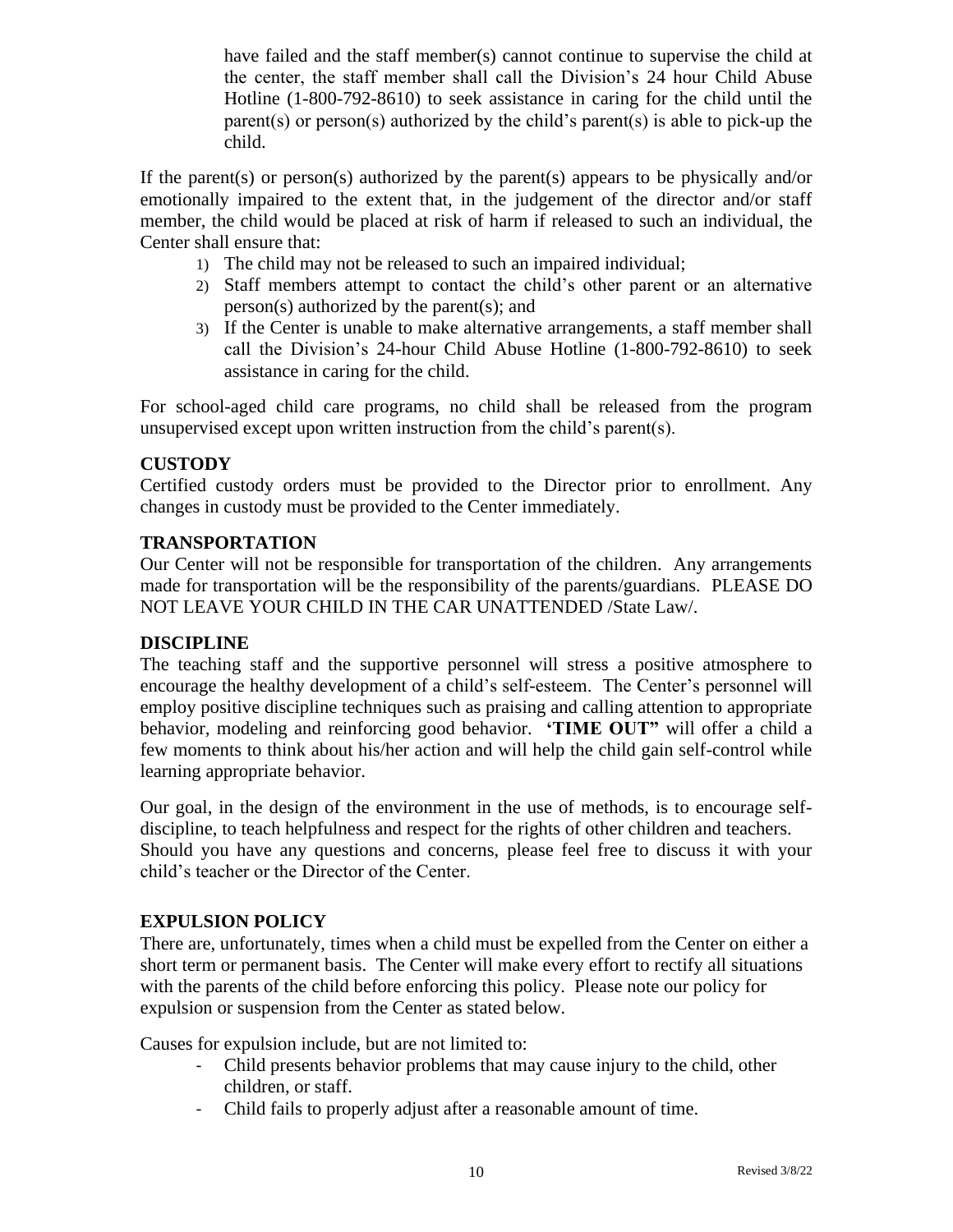have failed and the staff member(s) cannot continue to supervise the child at the center, the staff member shall call the Division's 24 hour Child Abuse Hotline (1-800-792-8610) to seek assistance in caring for the child until the parent(s) or person(s) authorized by the child's parent(s) is able to pick-up the child.

If the parent(s) or person(s) authorized by the parent(s) appears to be physically and/or emotionally impaired to the extent that, in the judgement of the director and/or staff member, the child would be placed at risk of harm if released to such an individual, the Center shall ensure that:

1) The child may not be released to such an impaired individual;
2) Staff members attempt to contact the child's other parent or an alternative person(s) authorized by the parent(s); and
3) If the Center is unable to make alternative arrangements, a staff member shall call the Division's 24-hour Child Abuse Hotline (1-800-792-8610) to seek assistance in caring for the child.

For school-aged child care programs, no child shall be released from the program unsupervised except upon written instruction from the child's parent(s).

### CUSTODY

Certified custody orders must be provided to the Director prior to enrollment. Any changes in custody must be provided to the Center immediately.

### TRANSPORTATION

Our Center will not be responsible for transportation of the children. Any arrangements made for transportation will be the responsibility of the parents/guardians. PLEASE DO NOT LEAVE YOUR CHILD IN THE CAR UNATTENDED /State Law/.

### DISCIPLINE

The teaching staff and the supportive personnel will stress a positive atmosphere to encourage the healthy development of a child's self-esteem. The Center's personnel will employ positive discipline techniques such as praising and calling attention to appropriate behavior, modeling and reinforcing good behavior. **'TIME OUT"** will offer a child a few moments to think about his/her action and will help the child gain self-control while learning appropriate behavior.

Our goal, in the design of the environment in the use of methods, is to encourage self-discipline, to teach helpfulness and respect for the rights of other children and teachers. Should you have any questions and concerns, please feel free to discuss it with your child's teacher or the Director of the Center.

### EXPULSION POLICY

There are, unfortunately, times when a child must be expelled from the Center on either a short term or permanent basis. The Center will make every effort to rectify all situations with the parents of the child before enforcing this policy. Please note our policy for expulsion or suspension from the Center as stated below.

Causes for expulsion include, but are not limited to:

- Child presents behavior problems that may cause injury to the child, other children, or staff.
- Child fails to properly adjust after a reasonable amount of time.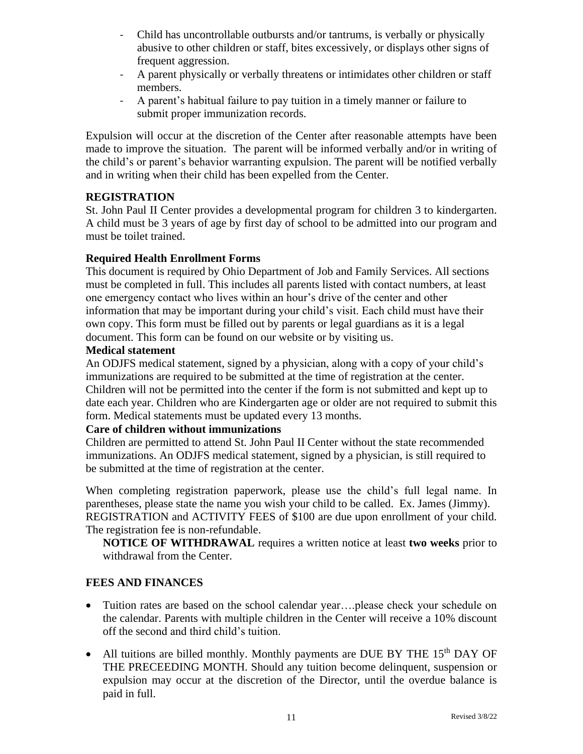- Child has uncontrollable outbursts and/or tantrums, is verbally or physically abusive to other children or staff, bites excessively, or displays other signs of frequent aggression.
- A parent physically or verbally threatens or intimidates other children or staff members.
- A parent's habitual failure to pay tuition in a timely manner or failure to submit proper immunization records.

Expulsion will occur at the discretion of the Center after reasonable attempts have been made to improve the situation. The parent will be informed verbally and/or in writing of the child's or parent's behavior warranting expulsion. The parent will be notified verbally and in writing when their child has been expelled from the Center.

## REGISTRATION

St. John Paul II Center provides a developmental program for children 3 to kindergarten. A child must be 3 years of age by first day of school to be admitted into our program and must be toilet trained.

### Required Health Enrollment Forms

This document is required by Ohio Department of Job and Family Services. All sections must be completed in full. This includes all parents listed with contact numbers, at least one emergency contact who lives within an hour's drive of the center and other information that may be important during your child's visit. Each child must have their own copy. This form must be filled out by parents or legal guardians as it is a legal document. This form can be found on our website or by visiting us.

### Medical statement

An ODJFS medical statement, signed by a physician, along with a copy of your child's immunizations are required to be submitted at the time of registration at the center. Children will not be permitted into the center if the form is not submitted and kept up to date each year. Children who are Kindergarten age or older are not required to submit this form. Medical statements must be updated every 13 months.

### Care of children without immunizations

Children are permitted to attend St. John Paul II Center without the state recommended immunizations. An ODJFS medical statement, signed by a physician, is still required to be submitted at the time of registration at the center.

When completing registration paperwork, please use the child's full legal name. In parentheses, please state the name you wish your child to be called. Ex. James (Jimmy). REGISTRATION and ACTIVITY FEES of $100 are due upon enrollment of your child. The registration fee is non-refundable.

**NOTICE OF WITHDRAWAL** requires a written notice at least **two weeks** prior to withdrawal from the Center.

## FEES AND FINANCES

- Tuition rates are based on the school calendar year….please check your schedule on the calendar. Parents with multiple children in the Center will receive a 10% discount off the second and third child's tuition.
- All tuitions are billed monthly. Monthly payments are DUE BY THE 15th DAY OF THE PRECEEDING MONTH. Should any tuition become delinquent, suspension or expulsion may occur at the discretion of the Director, until the overdue balance is paid in full.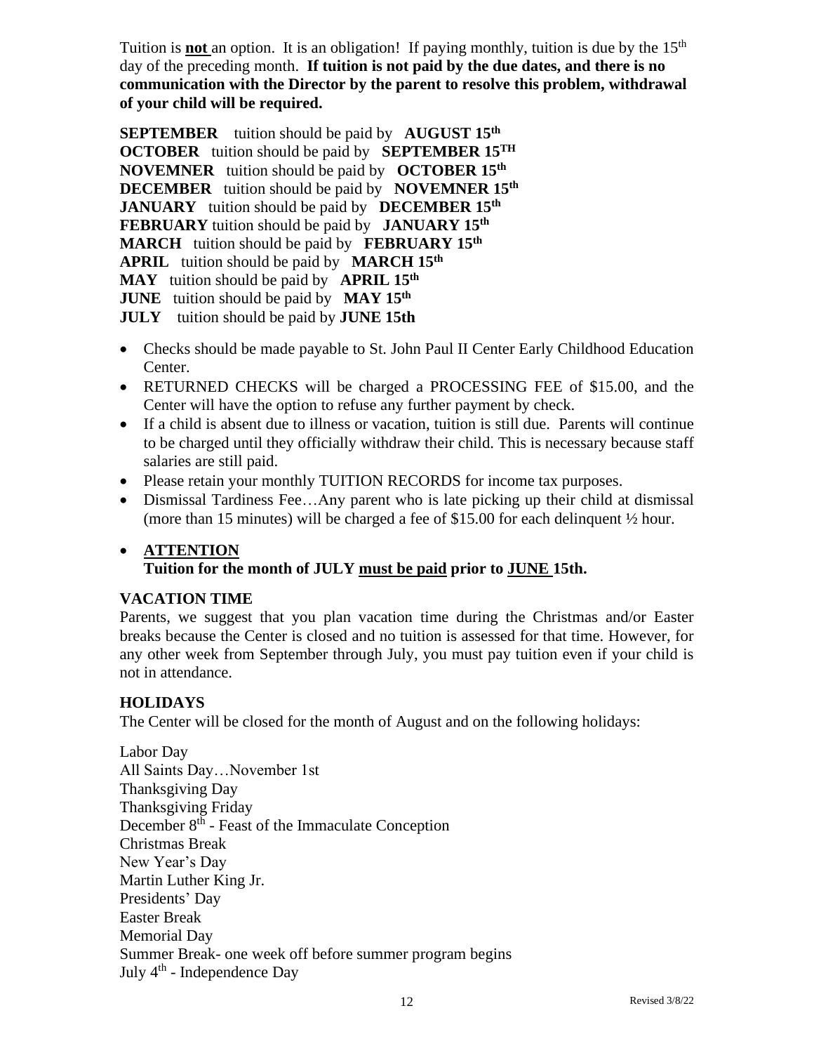Tuition is **<u>not</u>** an option. It is an obligation! If paying monthly, tuition is due by the 15th day of the preceding month. **If tuition is not paid by the due dates, and there is no communication with the Director by the parent to resolve this problem, withdrawal of your child will be required.**

**SEPTEMBER** tuition should be paid by **AUGUST 15th**
**OCTOBER** tuition should be paid by **SEPTEMBER 15TH**
**NOVEMNER** tuition should be paid by **OCTOBER 15th**
**DECEMBER** tuition should be paid by **NOVEMNER 15th**
**JANUARY** tuition should be paid by **DECEMBER 15th**
**FEBRUARY** tuition should be paid by **JANUARY 15th**
**MARCH** tuition should be paid by **FEBRUARY 15th**
**APRIL** tuition should be paid by **MARCH 15th**
**MAY** tuition should be paid by **APRIL 15th**
**JUNE** tuition should be paid by **MAY 15th**
**JULY** tuition should be paid by **JUNE 15th**

- Checks should be made payable to St. John Paul II Center Early Childhood Education Center.
- RETURNED CHECKS will be charged a PROCESSING FEE of $15.00, and the Center will have the option to refuse any further payment by check.
- If a child is absent due to illness or vacation, tuition is still due. Parents will continue to be charged until they officially withdraw their child. This is necessary because staff salaries are still paid.
- Please retain your monthly TUITION RECORDS for income tax purposes.
- Dismissal Tardiness Fee…Any parent who is late picking up their child at dismissal (more than 15 minutes) will be charged a fee of $15.00 for each delinquent ½ hour.
- **<u>ATTENTION</u>**
  **Tuition for the month of JULY <u>must be paid</u> prior to <u>JUNE</u> 15th.**

### VACATION TIME

Parents, we suggest that you plan vacation time during the Christmas and/or Easter breaks because the Center is closed and no tuition is assessed for that time. However, for any other week from September through July, you must pay tuition even if your child is not in attendance.

### HOLIDAYS

The Center will be closed for the month of August and on the following holidays:

Labor Day
All Saints Day…November 1st
Thanksgiving Day
Thanksgiving Friday
December 8th - Feast of the Immaculate Conception
Christmas Break
New Year's Day
Martin Luther King Jr.
Presidents' Day
Easter Break
Memorial Day
Summer Break- one week off before summer program begins
July 4th - Independence Day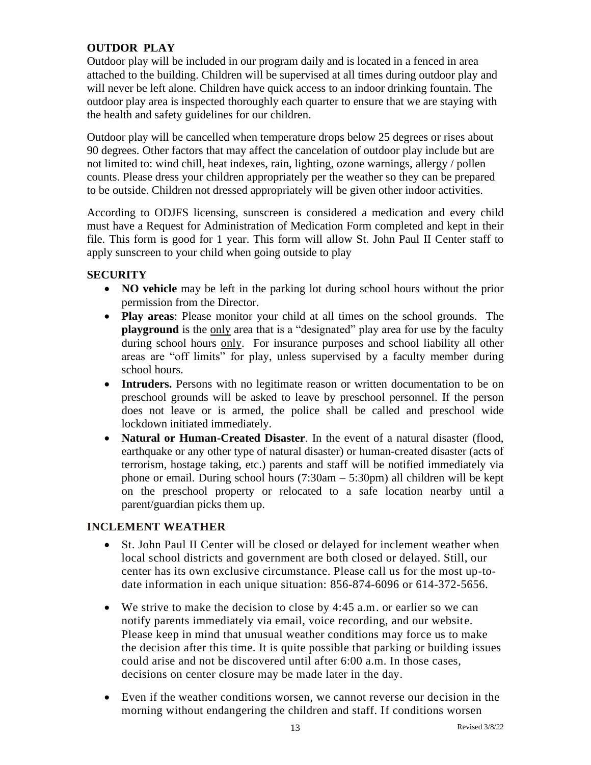## OUTDOR PLAY

Outdoor play will be included in our program daily and is located in a fenced in area attached to the building. Children will be supervised at all times during outdoor play and will never be left alone. Children have quick access to an indoor drinking fountain. The outdoor play area is inspected thoroughly each quarter to ensure that we are staying with the health and safety guidelines for our children.

Outdoor play will be cancelled when temperature drops below 25 degrees or rises about 90 degrees. Other factors that may affect the cancelation of outdoor play include but are not limited to: wind chill, heat indexes, rain, lighting, ozone warnings, allergy / pollen counts. Please dress your children appropriately per the weather so they can be prepared to be outside. Children not dressed appropriately will be given other indoor activities.

According to ODJFS licensing, sunscreen is considered a medication and every child must have a Request for Administration of Medication Form completed and kept in their file. This form is good for 1 year. This form will allow St. John Paul II Center staff to apply sunscreen to your child when going outside to play

## SECURITY

- **NO vehicle** may be left in the parking lot during school hours without the prior permission from the Director.
- **Play areas**: Please monitor your child at all times on the school grounds. The **playground** is the <u>only</u> area that is a "designated" play area for use by the faculty during school hours <u>only</u>. For insurance purposes and school liability all other areas are "off limits" for play, unless supervised by a faculty member during school hours.
- **Intruders.** Persons with no legitimate reason or written documentation to be on preschool grounds will be asked to leave by preschool personnel. If the person does not leave or is armed, the police shall be called and preschool wide lockdown initiated immediately.
- **Natural or Human-Created Disaster**. In the event of a natural disaster (flood, earthquake or any other type of natural disaster) or human-created disaster (acts of terrorism, hostage taking, etc.) parents and staff will be notified immediately via phone or email. During school hours (7:30am – 5:30pm) all children will be kept on the preschool property or relocated to a safe location nearby until a parent/guardian picks them up.

## INCLEMENT WEATHER

- St. John Paul II Center will be closed or delayed for inclement weather when local school districts and government are both closed or delayed. Still, our center has its own exclusive circumstance. Please call us for the most up-to-date information in each unique situation: 856-874-6096 or 614-372-5656.

- We strive to make the decision to close by 4:45 a.m. or earlier so we can notify parents immediately via email, voice recording, and our website. Please keep in mind that unusual weather conditions may force us to make the decision after this time. It is quite possible that parking or building issues could arise and not be discovered until after 6:00 a.m. In those cases, decisions on center closure may be made later in the day.

- Even if the weather conditions worsen, we cannot reverse our decision in the morning without endangering the children and staff. If conditions worsen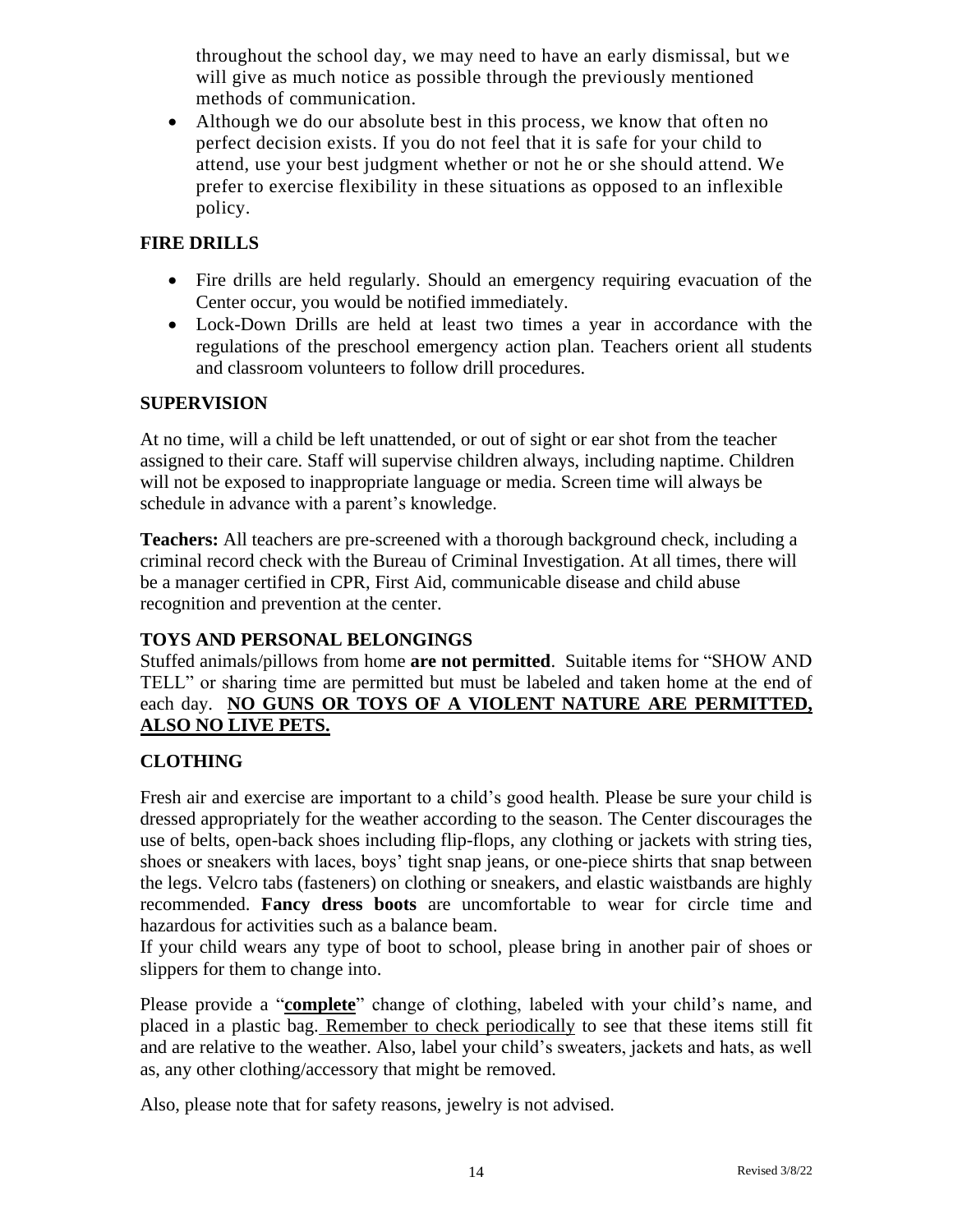throughout the school day, we may need to have an early dismissal, but we will give as much notice as possible through the previously mentioned methods of communication.

- Although we do our absolute best in this process, we know that often no perfect decision exists. If you do not feel that it is safe for your child to attend, use your best judgment whether or not he or she should attend. We prefer to exercise flexibility in these situations as opposed to an inflexible policy.

## FIRE DRILLS

- Fire drills are held regularly. Should an emergency requiring evacuation of the Center occur, you would be notified immediately.
- Lock-Down Drills are held at least two times a year in accordance with the regulations of the preschool emergency action plan. Teachers orient all students and classroom volunteers to follow drill procedures.

## SUPERVISION

At no time, will a child be left unattended, or out of sight or ear shot from the teacher assigned to their care. Staff will supervise children always, including naptime. Children will not be exposed to inappropriate language or media. Screen time will always be schedule in advance with a parent's knowledge.

**Teachers:** All teachers are pre-screened with a thorough background check, including a criminal record check with the Bureau of Criminal Investigation. At all times, there will be a manager certified in CPR, First Aid, communicable disease and child abuse recognition and prevention at the center.

## TOYS AND PERSONAL BELONGINGS

Stuffed animals/pillows from home **are not permitted**. Suitable items for "SHOW AND TELL" or sharing time are permitted but must be labeled and taken home at the end of each day. **NO GUNS OR TOYS OF A VIOLENT NATURE ARE PERMITTED, ALSO NO LIVE PETS.**

## CLOTHING

Fresh air and exercise are important to a child's good health. Please be sure your child is dressed appropriately for the weather according to the season. The Center discourages the use of belts, open-back shoes including flip-flops, any clothing or jackets with string ties, shoes or sneakers with laces, boys' tight snap jeans, or one-piece shirts that snap between the legs. Velcro tabs (fasteners) on clothing or sneakers, and elastic waistbands are highly recommended. **Fancy dress boots** are uncomfortable to wear for circle time and hazardous for activities such as a balance beam.
If your child wears any type of boot to school, please bring in another pair of shoes or slippers for them to change into.

Please provide a "**complete**" change of clothing, labeled with your child's name, and placed in a plastic bag. Remember to check periodically to see that these items still fit and are relative to the weather. Also, label your child's sweaters, jackets and hats, as well as, any other clothing/accessory that might be removed.

Also, please note that for safety reasons, jewelry is not advised.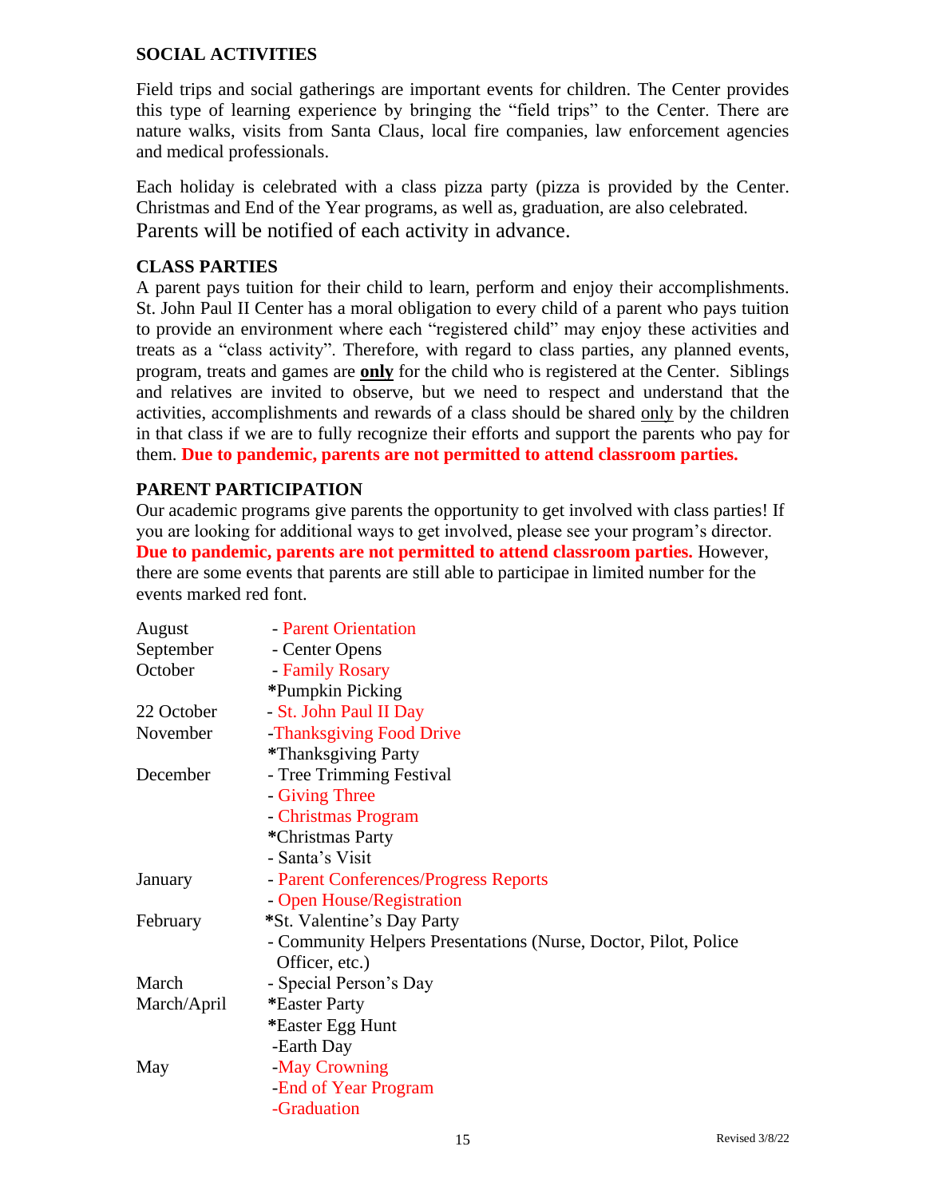## SOCIAL ACTIVITIES

Field trips and social gatherings are important events for children. The Center provides this type of learning experience by bringing the "field trips" to the Center. There are nature walks, visits from Santa Claus, local fire companies, law enforcement agencies and medical professionals.

Each holiday is celebrated with a class pizza party (pizza is provided by the Center. Christmas and End of the Year programs, as well as, graduation, are also celebrated. Parents will be notified of each activity in advance.

## CLASS PARTIES

A parent pays tuition for their child to learn, perform and enjoy their accomplishments. St. John Paul II Center has a moral obligation to every child of a parent who pays tuition to provide an environment where each "registered child" may enjoy these activities and treats as a "class activity". Therefore, with regard to class parties, any planned events, program, treats and games are **only** for the child who is registered at the Center. Siblings and relatives are invited to observe, but we need to respect and understand that the activities, accomplishments and rewards of a class should be shared only by the children in that class if we are to fully recognize their efforts and support the parents who pay for them. **Due to pandemic, parents are not permitted to attend classroom parties.**

## PARENT PARTICIPATION

Our academic programs give parents the opportunity to get involved with class parties! If you are looking for additional ways to get involved, please see your program's director. **Due to pandemic, parents are not permitted to attend classroom parties.** However, there are some events that parents are still able to participae in limited number for the events marked red font.

| | |
|---|---|
| August | - Parent Orientation |
| September | - Center Opens |
| October | - Family Rosary |
| | *Pumpkin Picking |
| 22 October | - St. John Paul II Day |
| November | -Thanksgiving Food Drive |
| | *Thanksgiving Party |
| December | - Tree Trimming Festival |
| | - Giving Three |
| | - Christmas Program |
| | *Christmas Party |
| | - Santa's Visit |
| January | - Parent Conferences/Progress Reports |
| | - Open House/Registration |
| February | *St. Valentine's Day Party |
| | - Community Helpers Presentations (Nurse, Doctor, Pilot, Police Officer, etc.) |
| March | - Special Person's Day |
| March/April | *Easter Party |
| | *Easter Egg Hunt |
| | -Earth Day |
| May | -May Crowning |
| | -End of Year Program |
| | -Graduation |

Revised 3/8/22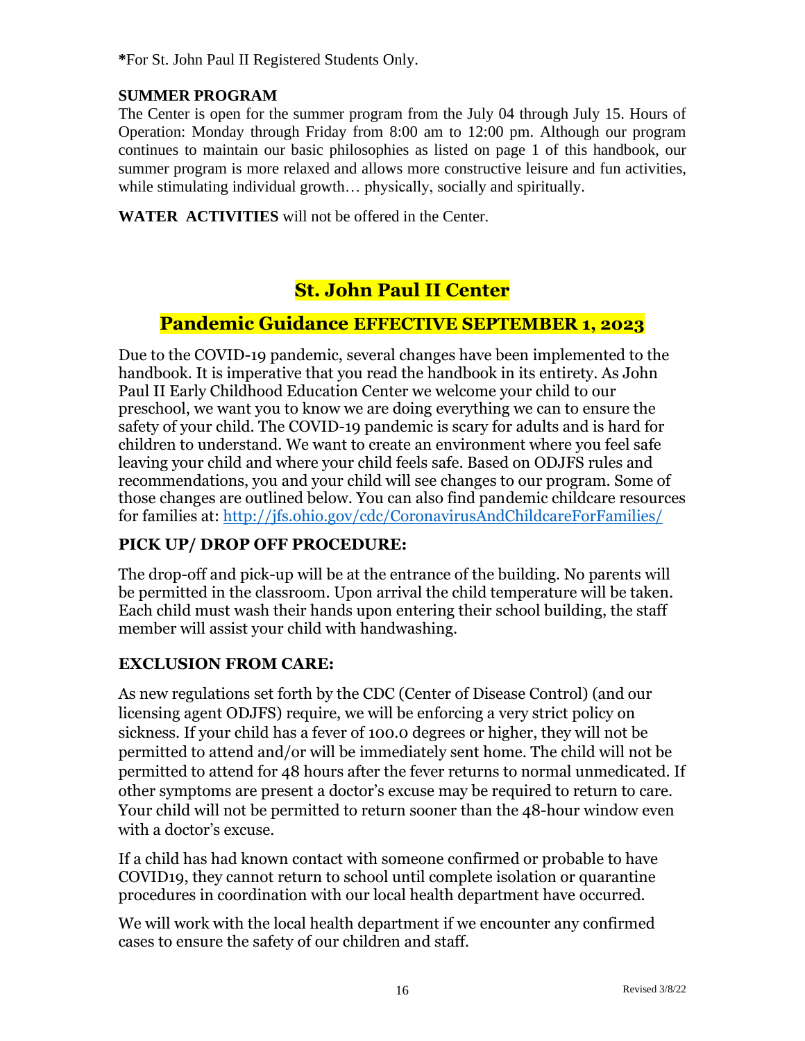**\***For St. John Paul II Registered Students Only.

**SUMMER PROGRAM**

The Center is open for the summer program from the July 04 through July 15. Hours of Operation: Monday through Friday from 8:00 am to 12:00 pm. Although our program continues to maintain our basic philosophies as listed on page 1 of this handbook, our summer program is more relaxed and allows more constructive leisure and fun activities, while stimulating individual growth… physically, socially and spiritually.

**WATER ACTIVITIES** will not be offered in the Center.

## St. John Paul II Center

## Pandemic Guidance EFFECTIVE SEPTEMBER 1, 2023

Due to the COVID-19 pandemic, several changes have been implemented to the handbook. It is imperative that you read the handbook in its entirety. As John Paul II Early Childhood Education Center we welcome your child to our preschool, we want you to know we are doing everything we can to ensure the safety of your child. The COVID-19 pandemic is scary for adults and is hard for children to understand. We want to create an environment where you feel safe leaving your child and where your child feels safe. Based on ODJFS rules and recommendations, you and your child will see changes to our program. Some of those changes are outlined below. You can also find pandemic childcare resources for families at: http://jfs.ohio.gov/cdc/CoronavirusAndChildcareForFamilies/

### PICK UP/ DROP OFF PROCEDURE:

The drop-off and pick-up will be at the entrance of the building. No parents will be permitted in the classroom. Upon arrival the child temperature will be taken. Each child must wash their hands upon entering their school building, the staff member will assist your child with handwashing.

### EXCLUSION FROM CARE:

As new regulations set forth by the CDC (Center of Disease Control) (and our licensing agent ODJFS) require, we will be enforcing a very strict policy on sickness. If your child has a fever of 100.0 degrees or higher, they will not be permitted to attend and/or will be immediately sent home. The child will not be permitted to attend for 48 hours after the fever returns to normal unmedicated. If other symptoms are present a doctor's excuse may be required to return to care. Your child will not be permitted to return sooner than the 48-hour window even with a doctor's excuse.

If a child has had known contact with someone confirmed or probable to have COVID19, they cannot return to school until complete isolation or quarantine procedures in coordination with our local health department have occurred.

We will work with the local health department if we encounter any confirmed cases to ensure the safety of our children and staff.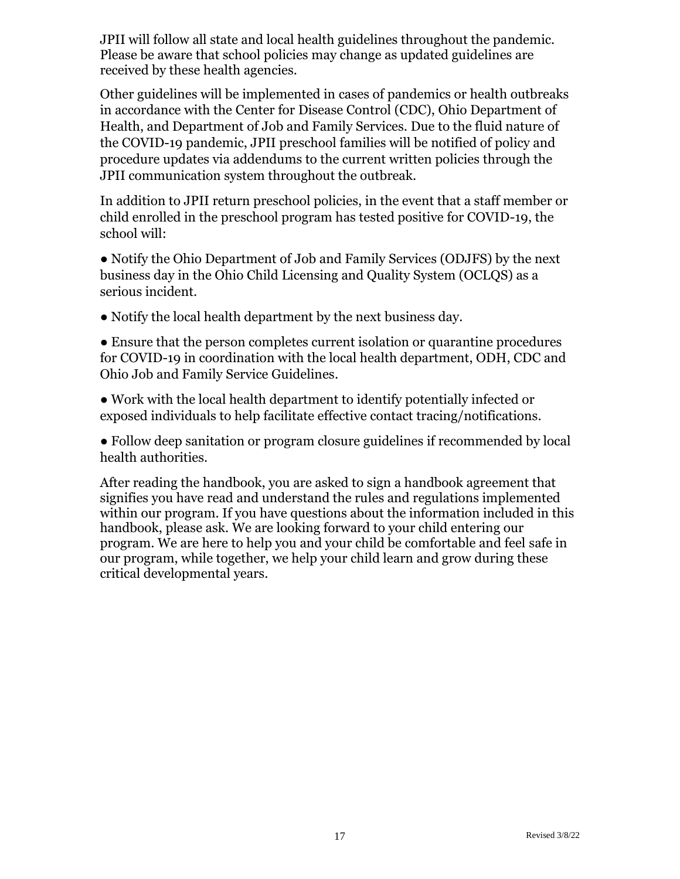JPII will follow all state and local health guidelines throughout the pandemic. Please be aware that school policies may change as updated guidelines are received by these health agencies.

Other guidelines will be implemented in cases of pandemics or health outbreaks in accordance with the Center for Disease Control (CDC), Ohio Department of Health, and Department of Job and Family Services. Due to the fluid nature of the COVID-19 pandemic, JPII preschool families will be notified of policy and procedure updates via addendums to the current written policies through the JPII communication system throughout the outbreak.

In addition to JPII return preschool policies, in the event that a staff member or child enrolled in the preschool program has tested positive for COVID-19, the school will:

- Notify the Ohio Department of Job and Family Services (ODJFS) by the next business day in the Ohio Child Licensing and Quality System (OCLQS) as a serious incident.
- Notify the local health department by the next business day.
- Ensure that the person completes current isolation or quarantine procedures for COVID-19 in coordination with the local health department, ODH, CDC and Ohio Job and Family Service Guidelines.
- Work with the local health department to identify potentially infected or exposed individuals to help facilitate effective contact tracing/notifications.
- Follow deep sanitation or program closure guidelines if recommended by local health authorities.

After reading the handbook, you are asked to sign a handbook agreement that signifies you have read and understand the rules and regulations implemented within our program. If you have questions about the information included in this handbook, please ask. We are looking forward to your child entering our program. We are here to help you and your child be comfortable and feel safe in our program, while together, we help your child learn and grow during these critical developmental years.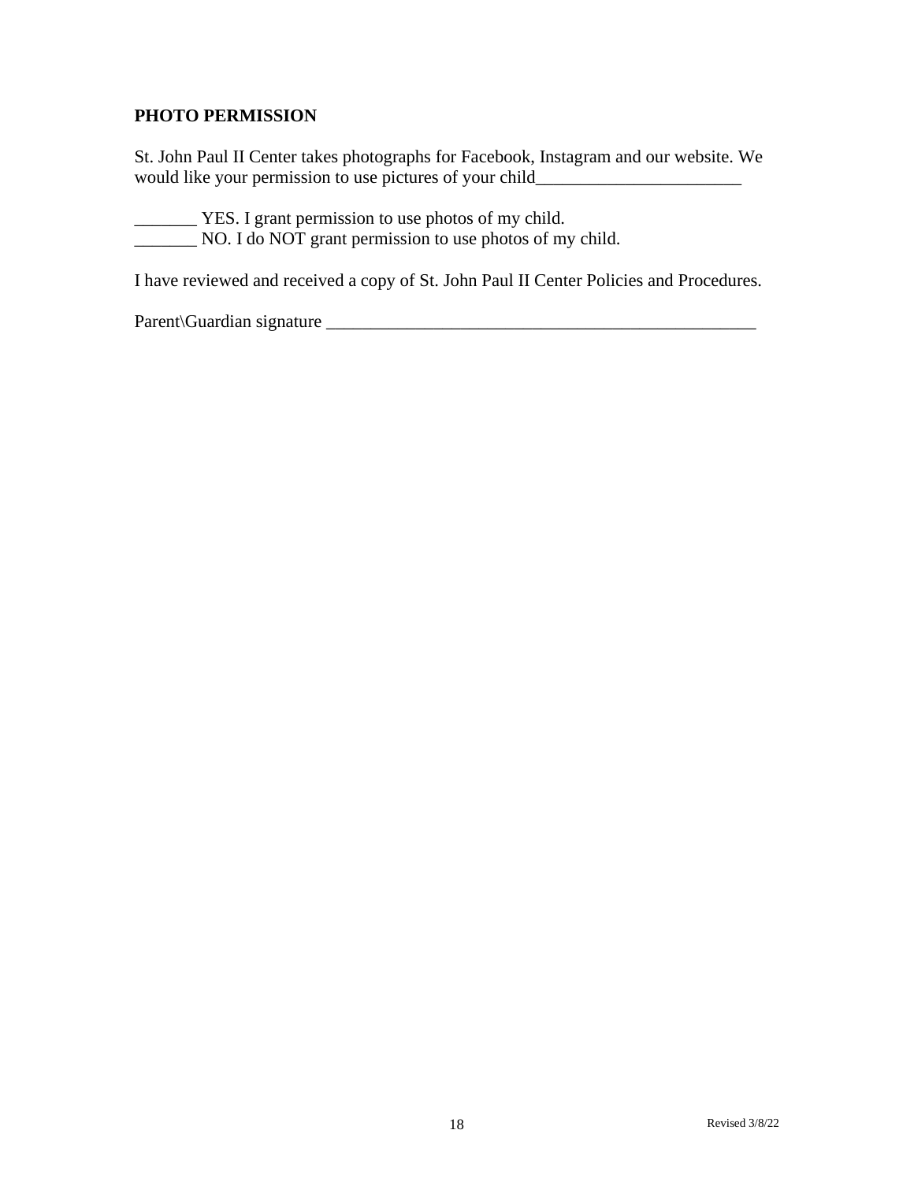**PHOTO PERMISSION**

St. John Paul II Center takes photographs for Facebook, Instagram and our website. We would like your permission to use pictures of your child_______________________

_______ YES. I grant permission to use photos of my child.
_______ NO. I do NOT grant permission to use photos of my child.

I have reviewed and received a copy of St. John Paul II Center Policies and Procedures.

Parent\Guardian signature _________________________________________________

Revised 3/8/22